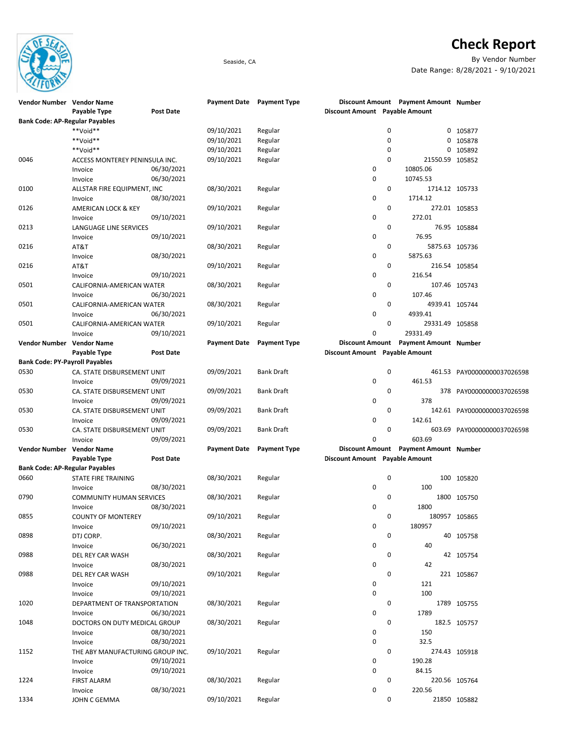# Check Report

Seaside, CA

By Vendor Number

Date Range: 8/28/2021 - 9/10/2021

| Vendor Number | Vendor Name | | Payment Date | Payment Type | Discount Amount | Payment Amount | Number |
|---|---|---|---|---|---|---|---|
| | Payable Type | Post Date | | | Discount Amount | Payable Amount | |
| **Bank Code: AP-Regular Payables** | | | | | | | |
| | **Void** | | 09/10/2021 | Regular | 0 | 0 | 105877 |
| | **Void** | | 09/10/2021 | Regular | 0 | 0 | 105878 |
| | **Void** | | 09/10/2021 | Regular | 0 | 0 | 105892 |
| 0046 | ACCESS MONTEREY PENINSULA INC. | | 09/10/2021 | Regular | 0 | 21550.59 | 105852 |
| | Invoice | 06/30/2021 | | | 0 | 10805.06 | |
| | Invoice | 06/30/2021 | | | 0 | 10745.53 | |
| 0100 | ALLSTAR FIRE EQUIPMENT, INC | | 08/30/2021 | Regular | 0 | 1714.12 | 105733 |
| | Invoice | 08/30/2021 | | | 0 | 1714.12 | |
| 0126 | AMERICAN LOCK & KEY | | 09/10/2021 | Regular | 0 | 272.01 | 105853 |
| | Invoice | 09/10/2021 | | | 0 | 272.01 | |
| 0213 | LANGUAGE LINE SERVICES | | 09/10/2021 | Regular | 0 | 76.95 | 105884 |
| | Invoice | 09/10/2021 | | | 0 | 76.95 | |
| 0216 | AT&T | | 08/30/2021 | Regular | 0 | 5875.63 | 105736 |
| | Invoice | 08/30/2021 | | | 0 | 5875.63 | |
| 0216 | AT&T | | 09/10/2021 | Regular | 0 | 216.54 | 105854 |
| | Invoice | 09/10/2021 | | | 0 | 216.54 | |
| 0501 | CALIFORNIA-AMERICAN WATER | | 08/30/2021 | Regular | 0 | 107.46 | 105743 |
| | Invoice | 06/30/2021 | | | 0 | 107.46 | |
| 0501 | CALIFORNIA-AMERICAN WATER | | 08/30/2021 | Regular | 0 | 4939.41 | 105744 |
| | Invoice | 06/30/2021 | | | 0 | 4939.41 | |
| 0501 | CALIFORNIA-AMERICAN WATER | | 09/10/2021 | Regular | 0 | 29331.49 | 105858 |
| | Invoice | 09/10/2021 | | | 0 | 29331.49 | |

| Vendor Number | Vendor Name | | Payment Date | Payment Type | Discount Amount | Payment Amount | Number |
|---|---|---|---|---|---|---|---|
| | Payable Type | Post Date | | | Discount Amount | Payable Amount | |
| **Bank Code: PY-Payroll Payables** | | | | | | | |
| 0530 | CA. STATE DISBURSEMENT UNIT | | 09/09/2021 | Bank Draft | 0 | 461.53 | PAY00000000037026598 |
| | Invoice | 09/09/2021 | | | 0 | 461.53 | |
| 0530 | CA. STATE DISBURSEMENT UNIT | | 09/09/2021 | Bank Draft | 0 | 378 | PAY00000000037026598 |
| | Invoice | 09/09/2021 | | | 0 | 378 | |
| 0530 | CA. STATE DISBURSEMENT UNIT | | 09/09/2021 | Bank Draft | 0 | 142.61 | PAY00000000037026598 |
| | Invoice | 09/09/2021 | | | 0 | 142.61 | |
| 0530 | CA. STATE DISBURSEMENT UNIT | | 09/09/2021 | Bank Draft | 0 | 603.69 | PAY00000000037026598 |
| | Invoice | 09/09/2021 | | | 0 | 603.69 | |

| Vendor Number | Vendor Name | | Payment Date | Payment Type | Discount Amount | Payment Amount | Number |
|---|---|---|---|---|---|---|---|
| | Payable Type | Post Date | | | Discount Amount | Payable Amount | |
| **Bank Code: AP-Regular Payables** | | | | | | | |
| 0660 | STATE FIRE TRAINING | | 08/30/2021 | Regular | 0 | 100 | 105820 |
| | Invoice | 08/30/2021 | | | 0 | 100 | |
| 0790 | COMMUNITY HUMAN SERVICES | | 08/30/2021 | Regular | 0 | 1800 | 105750 |
| | Invoice | 08/30/2021 | | | 0 | 1800 | |
| 0855 | COUNTY OF MONTEREY | | 09/10/2021 | Regular | 0 | 180957 | 105865 |
| | Invoice | 09/10/2021 | | | 0 | 180957 | |
| 0898 | DTJ CORP. | | 08/30/2021 | Regular | 0 | 40 | 105758 |
| | Invoice | 06/30/2021 | | | 0 | 40 | |
| 0988 | DEL REY CAR WASH | | 08/30/2021 | Regular | 0 | 42 | 105754 |
| | Invoice | 08/30/2021 | | | 0 | 42 | |
| 0988 | DEL REY CAR WASH | | 09/10/2021 | Regular | 0 | 221 | 105867 |
| | Invoice | 09/10/2021 | | | 0 | 121 | |
| | Invoice | 09/10/2021 | | | 0 | 100 | |
| 1020 | DEPARTMENT OF TRANSPORTATION | | 08/30/2021 | Regular | 0 | 1789 | 105755 |
| | Invoice | 06/30/2021 | | | 0 | 1789 | |
| 1048 | DOCTORS ON DUTY MEDICAL GROUP | | 08/30/2021 | Regular | 0 | 182.5 | 105757 |
| | Invoice | 08/30/2021 | | | 0 | 150 | |
| | Invoice | 08/30/2021 | | | 0 | 32.5 | |
| 1152 | THE ABY MANUFACTURING GROUP INC. | | 09/10/2021 | Regular | 0 | 274.43 | 105918 |
| | Invoice | 09/10/2021 | | | 0 | 190.28 | |
| | Invoice | 09/10/2021 | | | 0 | 84.15 | |
| 1224 | FIRST ALARM | | 08/30/2021 | Regular | 0 | 220.56 | 105764 |
| | Invoice | 08/30/2021 | | | 0 | 220.56 | |
| 1334 | JOHN C GEMMA | | 09/10/2021 | Regular | 0 | 21850 | 105882 |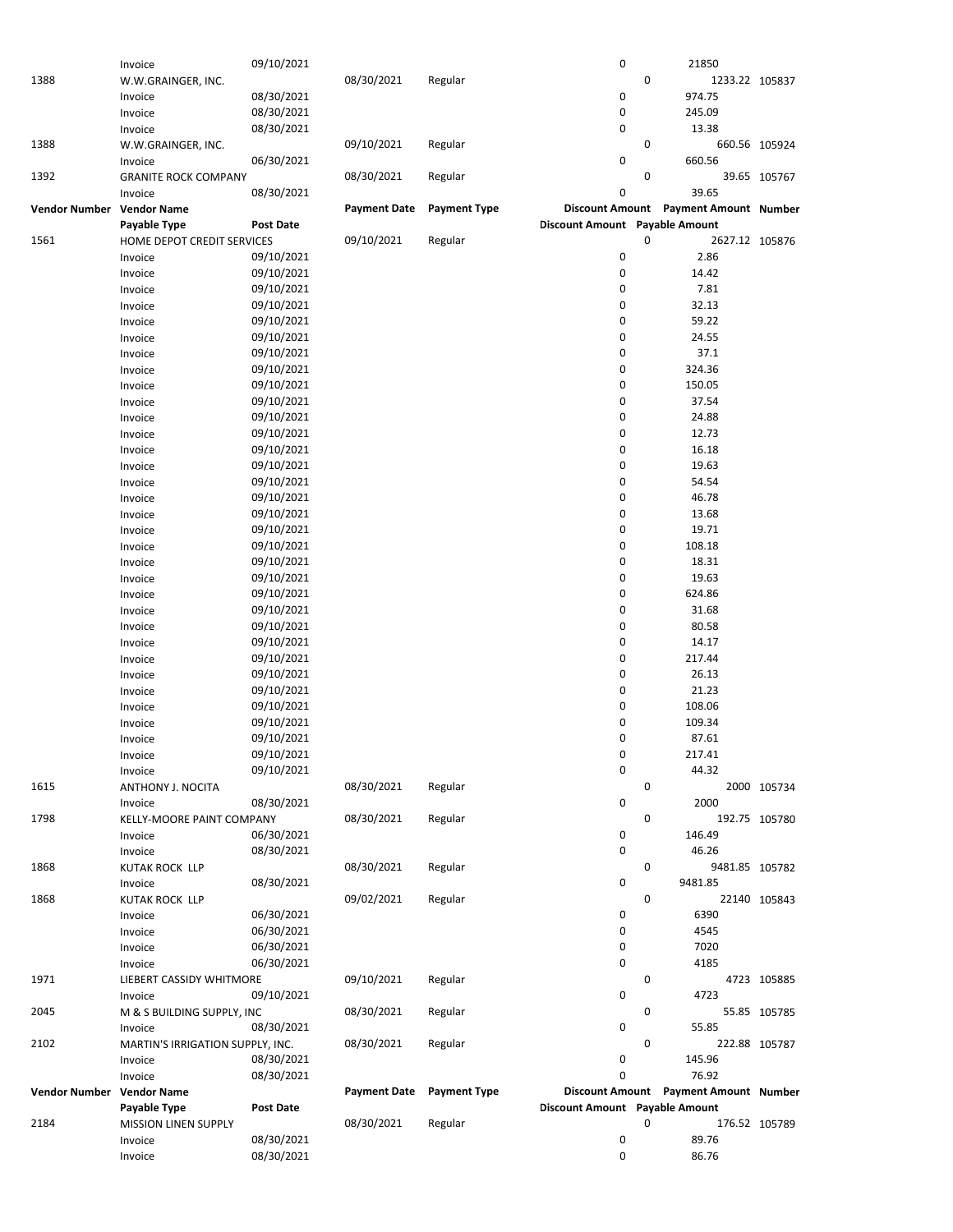| Vendor Number | Vendor Name | | Payment Date | Payment Type | Discount Amount | Payment Amount | Number |
|---|---|---|---|---|---|---|---|
| | Payable Type | Post Date | | | Discount Amount | Payable Amount | |
| | Invoice | 09/10/2021 | | | 0 | 21850 | |
| 1388 | W.W.GRAINGER, INC. | | 08/30/2021 | Regular | 0 | 1233.22 | 105837 |
| | Invoice | 08/30/2021 | | | 0 | 974.75 | |
| | Invoice | 08/30/2021 | | | 0 | 245.09 | |
| | Invoice | 08/30/2021 | | | 0 | 13.38 | |
| 1388 | W.W.GRAINGER, INC. | | 09/10/2021 | Regular | 0 | 660.56 | 105924 |
| | Invoice | 06/30/2021 | | | 0 | 660.56 | |
| 1392 | GRANITE ROCK COMPANY | | 08/30/2021 | Regular | 0 | 39.65 | 105767 |
| | Invoice | 08/30/2021 | | | 0 | 39.65 | |
| **Vendor Number** | **Vendor Name** | | **Payment Date** | **Payment Type** | **Discount Amount** | **Payment Amount** | **Number** |
| | **Payable Type** | **Post Date** | | | **Discount Amount** | **Payable Amount** | |
| 1561 | HOME DEPOT CREDIT SERVICES | | 09/10/2021 | Regular | 0 | 2627.12 | 105876 |
| | Invoice | 09/10/2021 | | | 0 | 2.86 | |
| | Invoice | 09/10/2021 | | | 0 | 14.42 | |
| | Invoice | 09/10/2021 | | | 0 | 7.81 | |
| | Invoice | 09/10/2021 | | | 0 | 32.13 | |
| | Invoice | 09/10/2021 | | | 0 | 59.22 | |
| | Invoice | 09/10/2021 | | | 0 | 24.55 | |
| | Invoice | 09/10/2021 | | | 0 | 37.1 | |
| | Invoice | 09/10/2021 | | | 0 | 324.36 | |
| | Invoice | 09/10/2021 | | | 0 | 150.05 | |
| | Invoice | 09/10/2021 | | | 0 | 37.54 | |
| | Invoice | 09/10/2021 | | | 0 | 24.88 | |
| | Invoice | 09/10/2021 | | | 0 | 12.73 | |
| | Invoice | 09/10/2021 | | | 0 | 16.18 | |
| | Invoice | 09/10/2021 | | | 0 | 19.63 | |
| | Invoice | 09/10/2021 | | | 0 | 54.54 | |
| | Invoice | 09/10/2021 | | | 0 | 46.78 | |
| | Invoice | 09/10/2021 | | | 0 | 13.68 | |
| | Invoice | 09/10/2021 | | | 0 | 19.71 | |
| | Invoice | 09/10/2021 | | | 0 | 108.18 | |
| | Invoice | 09/10/2021 | | | 0 | 18.31 | |
| | Invoice | 09/10/2021 | | | 0 | 19.63 | |
| | Invoice | 09/10/2021 | | | 0 | 624.86 | |
| | Invoice | 09/10/2021 | | | 0 | 31.68 | |
| | Invoice | 09/10/2021 | | | 0 | 80.58 | |
| | Invoice | 09/10/2021 | | | 0 | 14.17 | |
| | Invoice | 09/10/2021 | | | 0 | 217.44 | |
| | Invoice | 09/10/2021 | | | 0 | 26.13 | |
| | Invoice | 09/10/2021 | | | 0 | 21.23 | |
| | Invoice | 09/10/2021 | | | 0 | 108.06 | |
| | Invoice | 09/10/2021 | | | 0 | 109.34 | |
| | Invoice | 09/10/2021 | | | 0 | 87.61 | |
| | Invoice | 09/10/2021 | | | 0 | 217.41 | |
| | Invoice | 09/10/2021 | | | 0 | 44.32 | |
| 1615 | ANTHONY J. NOCITA | | 08/30/2021 | Regular | 0 | 2000 | 105734 |
| | Invoice | 08/30/2021 | | | 0 | 2000 | |
| 1798 | KELLY-MOORE PAINT COMPANY | | 08/30/2021 | Regular | 0 | 192.75 | 105780 |
| | Invoice | 06/30/2021 | | | 0 | 146.49 | |
| | Invoice | 08/30/2021 | | | 0 | 46.26 | |
| 1868 | KUTAK ROCK LLP | | 08/30/2021 | Regular | 0 | 9481.85 | 105782 |
| | Invoice | 08/30/2021 | | | 0 | 9481.85 | |
| 1868 | KUTAK ROCK LLP | | 09/02/2021 | Regular | 0 | 22140 | 105843 |
| | Invoice | 06/30/2021 | | | 0 | 6390 | |
| | Invoice | 06/30/2021 | | | 0 | 4545 | |
| | Invoice | 06/30/2021 | | | 0 | 7020 | |
| | Invoice | 06/30/2021 | | | 0 | 4185 | |
| 1971 | LIEBERT CASSIDY WHITMORE | | 09/10/2021 | Regular | 0 | 4723 | 105885 |
| | Invoice | 09/10/2021 | | | 0 | 4723 | |
| 2045 | M & S BUILDING SUPPLY, INC | | 08/30/2021 | Regular | 0 | 55.85 | 105785 |
| | Invoice | 08/30/2021 | | | 0 | 55.85 | |
| 2102 | MARTIN'S IRRIGATION SUPPLY, INC. | | 08/30/2021 | Regular | 0 | 222.88 | 105787 |
| | Invoice | 08/30/2021 | | | 0 | 145.96 | |
| | Invoice | 08/30/2021 | | | 0 | 76.92 | |
| **Vendor Number** | **Vendor Name** | | **Payment Date** | **Payment Type** | **Discount Amount** | **Payment Amount** | **Number** |
| | **Payable Type** | **Post Date** | | | **Discount Amount** | **Payable Amount** | |
| 2184 | MISSION LINEN SUPPLY | | 08/30/2021 | Regular | 0 | 176.52 | 105789 |
| | Invoice | 08/30/2021 | | | 0 | 89.76 | |
| | Invoice | 08/30/2021 | | | 0 | 86.76 | |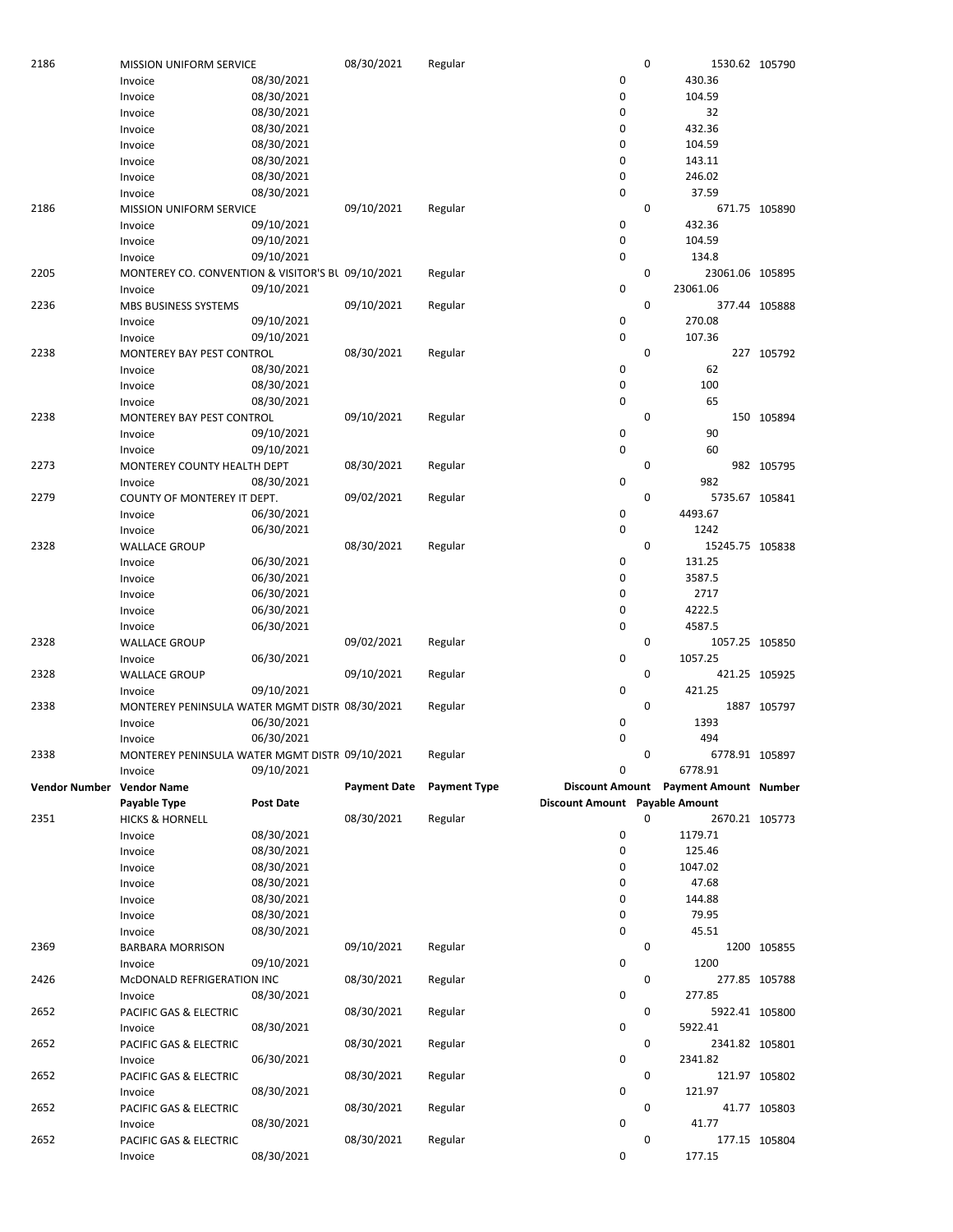| Vendor Number | Vendor Name | | Payment Date | Payment Type | Discount Amount | Payment Amount | Number |
|---|---|---|---|---|---|---|---|
| | Payable Type | Post Date | | | Discount Amount | Payable Amount | |
| 2186 | MISSION UNIFORM SERVICE | | 08/30/2021 | Regular | 0 | 1530.62 | 105790 |
| | Invoice | 08/30/2021 | | | 0 | 430.36 | |
| | Invoice | 08/30/2021 | | | 0 | 104.59 | |
| | Invoice | 08/30/2021 | | | 0 | 32 | |
| | Invoice | 08/30/2021 | | | 0 | 432.36 | |
| | Invoice | 08/30/2021 | | | 0 | 104.59 | |
| | Invoice | 08/30/2021 | | | 0 | 143.11 | |
| | Invoice | 08/30/2021 | | | 0 | 246.02 | |
| | Invoice | 08/30/2021 | | | 0 | 37.59 | |
| 2186 | MISSION UNIFORM SERVICE | | 09/10/2021 | Regular | 0 | 671.75 | 105890 |
| | Invoice | 09/10/2021 | | | 0 | 432.36 | |
| | Invoice | 09/10/2021 | | | 0 | 104.59 | |
| | Invoice | 09/10/2021 | | | 0 | 134.8 | |
| 2205 | MONTEREY CO. CONVENTION & VISITOR'S BU | | 09/10/2021 | Regular | 0 | 23061.06 | 105895 |
| | Invoice | 09/10/2021 | | | 0 | 23061.06 | |
| 2236 | MBS BUSINESS SYSTEMS | | 09/10/2021 | Regular | 0 | 377.44 | 105888 |
| | Invoice | 09/10/2021 | | | 0 | 270.08 | |
| | Invoice | 09/10/2021 | | | 0 | 107.36 | |
| 2238 | MONTEREY BAY PEST CONTROL | | 08/30/2021 | Regular | 0 | 227 | 105792 |
| | Invoice | 08/30/2021 | | | 0 | 62 | |
| | Invoice | 08/30/2021 | | | 0 | 100 | |
| | Invoice | 08/30/2021 | | | 0 | 65 | |
| 2238 | MONTEREY BAY PEST CONTROL | | 09/10/2021 | Regular | 0 | 150 | 105894 |
| | Invoice | 09/10/2021 | | | 0 | 90 | |
| | Invoice | 09/10/2021 | | | 0 | 60 | |
| 2273 | MONTEREY COUNTY HEALTH DEPT | | 08/30/2021 | Regular | 0 | 982 | 105795 |
| | Invoice | 08/30/2021 | | | 0 | 982 | |
| 2279 | COUNTY OF MONTEREY IT DEPT. | | 09/02/2021 | Regular | 0 | 5735.67 | 105841 |
| | Invoice | 06/30/2021 | | | 0 | 4493.67 | |
| | Invoice | 06/30/2021 | | | 0 | 1242 | |
| 2328 | WALLACE GROUP | | 08/30/2021 | Regular | 0 | 15245.75 | 105838 |
| | Invoice | 06/30/2021 | | | 0 | 131.25 | |
| | Invoice | 06/30/2021 | | | 0 | 3587.5 | |
| | Invoice | 06/30/2021 | | | 0 | 2717 | |
| | Invoice | 06/30/2021 | | | 0 | 4222.5 | |
| | Invoice | 06/30/2021 | | | 0 | 4587.5 | |
| 2328 | WALLACE GROUP | | 09/02/2021 | Regular | 0 | 1057.25 | 105850 |
| | Invoice | 06/30/2021 | | | 0 | 1057.25 | |
| 2328 | WALLACE GROUP | | 09/10/2021 | Regular | 0 | 421.25 | 105925 |
| | Invoice | 09/10/2021 | | | 0 | 421.25 | |
| 2338 | MONTEREY PENINSULA WATER MGMT DISTR | | 08/30/2021 | Regular | 0 | 1887 | 105797 |
| | Invoice | 06/30/2021 | | | 0 | 1393 | |
| | Invoice | 06/30/2021 | | | 0 | 494 | |
| 2338 | MONTEREY PENINSULA WATER MGMT DISTR | | 09/10/2021 | Regular | 0 | 6778.91 | 105897 |
| | Invoice | 09/10/2021 | | | 0 | 6778.91 | |
| 2351 | HICKS & HORNELL | | 08/30/2021 | Regular | 0 | 2670.21 | 105773 |
| | Invoice | 08/30/2021 | | | 0 | 1179.71 | |
| | Invoice | 08/30/2021 | | | 0 | 125.46 | |
| | Invoice | 08/30/2021 | | | 0 | 1047.02 | |
| | Invoice | 08/30/2021 | | | 0 | 47.68 | |
| | Invoice | 08/30/2021 | | | 0 | 144.88 | |
| | Invoice | 08/30/2021 | | | 0 | 79.95 | |
| | Invoice | 08/30/2021 | | | 0 | 45.51 | |
| 2369 | BARBARA MORRISON | | 09/10/2021 | Regular | 0 | 1200 | 105855 |
| | Invoice | 09/10/2021 | | | 0 | 1200 | |
| 2426 | McDONALD REFRIGERATION INC | | 08/30/2021 | Regular | 0 | 277.85 | 105788 |
| | Invoice | 08/30/2021 | | | 0 | 277.85 | |
| 2652 | PACIFIC GAS & ELECTRIC | | 08/30/2021 | Regular | 0 | 5922.41 | 105800 |
| | Invoice | 08/30/2021 | | | 0 | 5922.41 | |
| 2652 | PACIFIC GAS & ELECTRIC | | 08/30/2021 | Regular | 0 | 2341.82 | 105801 |
| | Invoice | 06/30/2021 | | | 0 | 2341.82 | |
| 2652 | PACIFIC GAS & ELECTRIC | | 08/30/2021 | Regular | 0 | 121.97 | 105802 |
| | Invoice | 08/30/2021 | | | 0 | 121.97 | |
| 2652 | PACIFIC GAS & ELECTRIC | | 08/30/2021 | Regular | 0 | 41.77 | 105803 |
| | Invoice | 08/30/2021 | | | 0 | 41.77 | |
| 2652 | PACIFIC GAS & ELECTRIC | | 08/30/2021 | Regular | 0 | 177.15 | 105804 |
| | Invoice | 08/30/2021 | | | 0 | 177.15 | |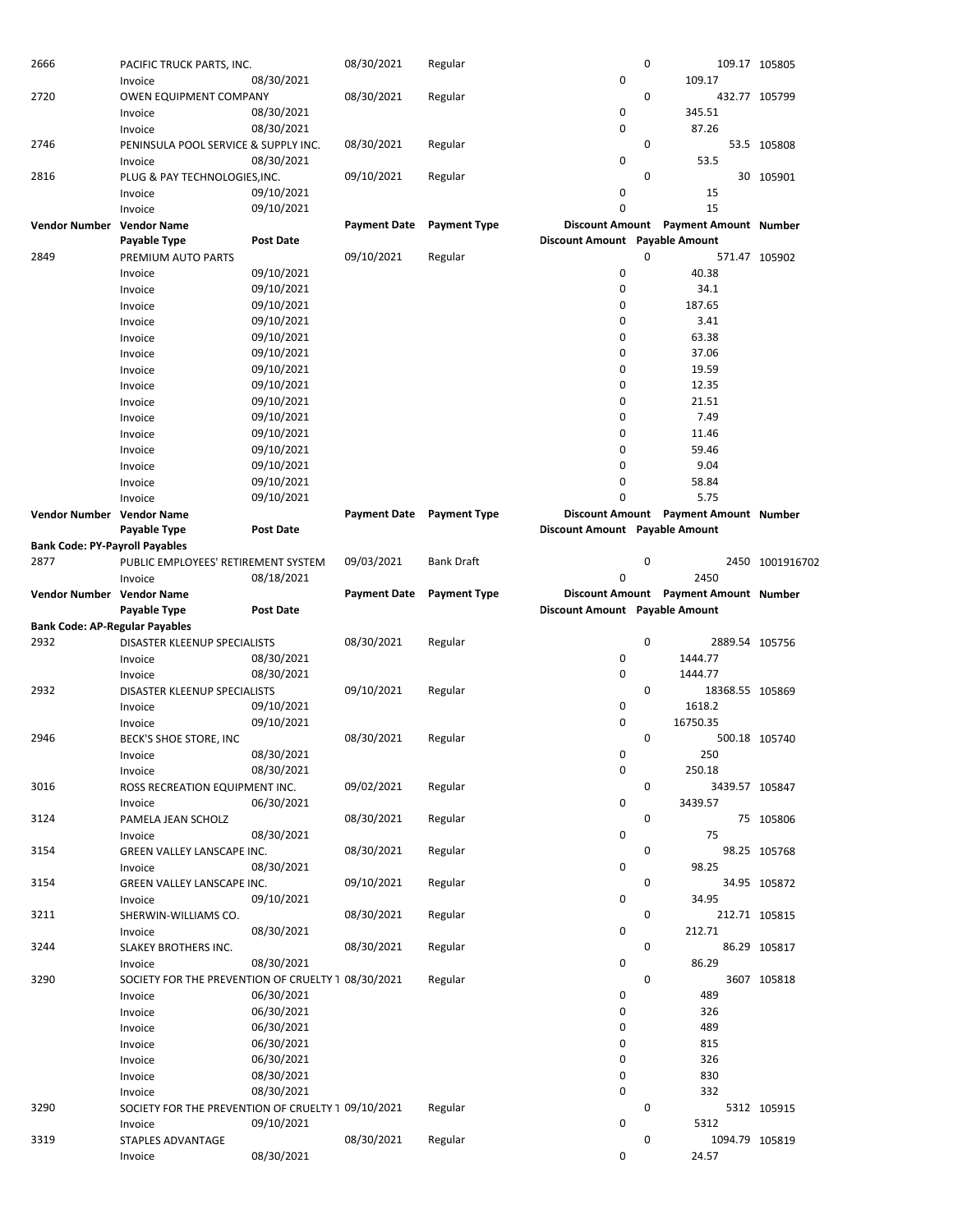| Vendor Number | Vendor Name | | Payment Date | Payment Type | Discount Amount | Payment Amount | Number |
|---|---|---|---|---|---|---|---|
| | Payable Type | Post Date | | | Discount Amount | Payable Amount | |
| 2666 | PACIFIC TRUCK PARTS, INC. | | 08/30/2021 | Regular | 0 | 109.17 | 105805 |
| | Invoice | 08/30/2021 | | | 0 | 109.17 | |
| 2720 | OWEN EQUIPMENT COMPANY | | 08/30/2021 | Regular | 0 | 432.77 | 105799 |
| | Invoice | 08/30/2021 | | | 0 | 345.51 | |
| | Invoice | 08/30/2021 | | | 0 | 87.26 | |
| 2746 | PENINSULA POOL SERVICE & SUPPLY INC. | | 08/30/2021 | Regular | 0 | 53.5 | 105808 |
| | Invoice | 08/30/2021 | | | 0 | 53.5 | |
| 2816 | PLUG & PAY TECHNOLOGIES,INC. | | 09/10/2021 | Regular | 0 | 30 | 105901 |
| | Invoice | 09/10/2021 | | | 0 | 15 | |
| | Invoice | 09/10/2021 | | | 0 | 15 | |

| Vendor Number | Vendor Name | | Payment Date | Payment Type | Discount Amount | Payment Amount | Number |
|---|---|---|---|---|---|---|---|
| | Payable Type | Post Date | | | Discount Amount | Payable Amount | |
| 2849 | PREMIUM AUTO PARTS | | 09/10/2021 | Regular | 0 | 571.47 | 105902 |
| | Invoice | 09/10/2021 | | | 0 | 40.38 | |
| | Invoice | 09/10/2021 | | | 0 | 34.1 | |
| | Invoice | 09/10/2021 | | | 0 | 187.65 | |
| | Invoice | 09/10/2021 | | | 0 | 3.41 | |
| | Invoice | 09/10/2021 | | | 0 | 63.38 | |
| | Invoice | 09/10/2021 | | | 0 | 37.06 | |
| | Invoice | 09/10/2021 | | | 0 | 19.59 | |
| | Invoice | 09/10/2021 | | | 0 | 12.35 | |
| | Invoice | 09/10/2021 | | | 0 | 21.51 | |
| | Invoice | 09/10/2021 | | | 0 | 7.49 | |
| | Invoice | 09/10/2021 | | | 0 | 11.46 | |
| | Invoice | 09/10/2021 | | | 0 | 59.46 | |
| | Invoice | 09/10/2021 | | | 0 | 9.04 | |
| | Invoice | 09/10/2021 | | | 0 | 58.84 | |
| | Invoice | 09/10/2021 | | | 0 | 5.75 | |

| Vendor Number | Vendor Name | | Payment Date | Payment Type | Discount Amount | Payment Amount | Number |
|---|---|---|---|---|---|---|---|
| | Payable Type | Post Date | | | Discount Amount | Payable Amount | |
| **Bank Code: PY-Payroll Payables** | | | | | | | |
| 2877 | PUBLIC EMPLOYEES' RETIREMENT SYSTEM | | 09/03/2021 | Bank Draft | 0 | 2450 | 1001916702 |
| | Invoice | 08/18/2021 | | | 0 | 2450 | |

| Vendor Number | Vendor Name | | Payment Date | Payment Type | Discount Amount | Payment Amount | Number |
|---|---|---|---|---|---|---|---|
| | Payable Type | Post Date | | | Discount Amount | Payable Amount | |
| **Bank Code: AP-Regular Payables** | | | | | | | |
| 2932 | DISASTER KLEENUP SPECIALISTS | | 08/30/2021 | Regular | 0 | 2889.54 | 105756 |
| | Invoice | 08/30/2021 | | | 0 | 1444.77 | |
| | Invoice | 08/30/2021 | | | 0 | 1444.77 | |
| 2932 | DISASTER KLEENUP SPECIALISTS | | 09/10/2021 | Regular | 0 | 18368.55 | 105869 |
| | Invoice | 09/10/2021 | | | 0 | 1618.2 | |
| | Invoice | 09/10/2021 | | | 0 | 16750.35 | |
| 2946 | BECK'S SHOE STORE, INC | | 08/30/2021 | Regular | 0 | 500.18 | 105740 |
| | Invoice | 08/30/2021 | | | 0 | 250 | |
| | Invoice | 08/30/2021 | | | 0 | 250.18 | |
| 3016 | ROSS RECREATION EQUIPMENT INC. | | 09/02/2021 | Regular | 0 | 3439.57 | 105847 |
| | Invoice | 06/30/2021 | | | 0 | 3439.57 | |
| 3124 | PAMELA JEAN SCHOLZ | | 08/30/2021 | Regular | 0 | 75 | 105806 |
| | Invoice | 08/30/2021 | | | 0 | 75 | |
| 3154 | GREEN VALLEY LANSCAPE INC. | | 08/30/2021 | Regular | 0 | 98.25 | 105768 |
| | Invoice | 08/30/2021 | | | 0 | 98.25 | |
| 3154 | GREEN VALLEY LANSCAPE INC. | | 09/10/2021 | Regular | 0 | 34.95 | 105872 |
| | Invoice | 09/10/2021 | | | 0 | 34.95 | |
| 3211 | SHERWIN-WILLIAMS CO. | | 08/30/2021 | Regular | 0 | 212.71 | 105815 |
| | Invoice | 08/30/2021 | | | 0 | 212.71 | |
| 3244 | SLAKEY BROTHERS INC. | | 08/30/2021 | Regular | 0 | 86.29 | 105817 |
| | Invoice | 08/30/2021 | | | 0 | 86.29 | |
| 3290 | SOCIETY FOR THE PREVENTION OF CRUELTY 1 | | 08/30/2021 | Regular | 0 | 3607 | 105818 |
| | Invoice | 06/30/2021 | | | 0 | 489 | |
| | Invoice | 06/30/2021 | | | 0 | 326 | |
| | Invoice | 06/30/2021 | | | 0 | 489 | |
| | Invoice | 06/30/2021 | | | 0 | 815 | |
| | Invoice | 06/30/2021 | | | 0 | 326 | |
| | Invoice | 08/30/2021 | | | 0 | 830 | |
| | Invoice | 08/30/2021 | | | 0 | 332 | |
| 3290 | SOCIETY FOR THE PREVENTION OF CRUELTY 1 | | 09/10/2021 | Regular | 0 | 5312 | 105915 |
| | Invoice | 09/10/2021 | | | 0 | 5312 | |
| 3319 | STAPLES ADVANTAGE | | 08/30/2021 | Regular | 0 | 1094.79 | 105819 |
| | Invoice | 08/30/2021 | | | 0 | 24.57 | |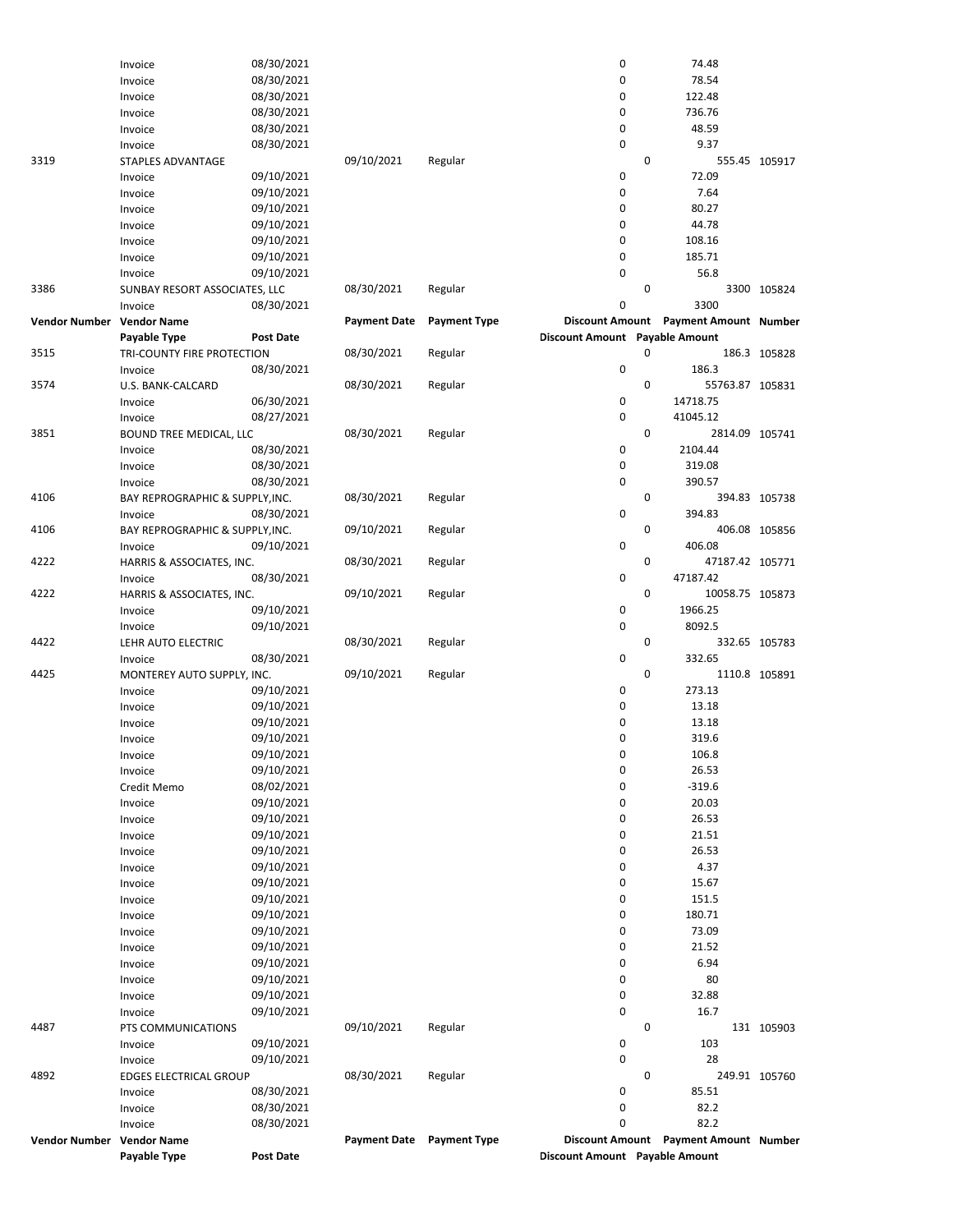| Vendor Number | Vendor Name | | Payment Date | Payment Type | Discount Amount | Payment Amount | Number |
|---|---|---|---|---|---|---|---|
| | Payable Type | Post Date | | | Discount Amount | Payable Amount | |
| | Invoice | 08/30/2021 | | | 0 | 74.48 | |
| | Invoice | 08/30/2021 | | | 0 | 78.54 | |
| | Invoice | 08/30/2021 | | | 0 | 122.48 | |
| | Invoice | 08/30/2021 | | | 0 | 736.76 | |
| | Invoice | 08/30/2021 | | | 0 | 48.59 | |
| | Invoice | 08/30/2021 | | | 0 | 9.37 | |
| 3319 | STAPLES ADVANTAGE | | 09/10/2021 | Regular | 0 | 555.45 | 105917 |
| | Invoice | 09/10/2021 | | | 0 | 72.09 | |
| | Invoice | 09/10/2021 | | | 0 | 7.64 | |
| | Invoice | 09/10/2021 | | | 0 | 80.27 | |
| | Invoice | 09/10/2021 | | | 0 | 44.78 | |
| | Invoice | 09/10/2021 | | | 0 | 108.16 | |
| | Invoice | 09/10/2021 | | | 0 | 185.71 | |
| | Invoice | 09/10/2021 | | | 0 | 56.8 | |
| 3386 | SUNBAY RESORT ASSOCIATES, LLC | | 08/30/2021 | Regular | 0 | 3300 | 105824 |
| | Invoice | 08/30/2021 | | | 0 | 3300 | |
| **Vendor Number** | **Vendor Name** | | **Payment Date** | **Payment Type** | **Discount Amount** | **Payment Amount** | **Number** |
| | **Payable Type** | **Post Date** | | | **Discount Amount** | **Payable Amount** | |
| 3515 | TRI-COUNTY FIRE PROTECTION | | 08/30/2021 | Regular | 0 | 186.3 | 105828 |
| | Invoice | 08/30/2021 | | | 0 | 186.3 | |
| 3574 | U.S. BANK-CALCARD | | 08/30/2021 | Regular | 0 | 55763.87 | 105831 |
| | Invoice | 06/30/2021 | | | 0 | 14718.75 | |
| | Invoice | 08/27/2021 | | | 0 | 41045.12 | |
| 3851 | BOUND TREE MEDICAL, LLC | | 08/30/2021 | Regular | 0 | 2814.09 | 105741 |
| | Invoice | 08/30/2021 | | | 0 | 2104.44 | |
| | Invoice | 08/30/2021 | | | 0 | 319.08 | |
| | Invoice | 08/30/2021 | | | 0 | 390.57 | |
| 4106 | BAY REPROGRAPHIC & SUPPLY,INC. | | 08/30/2021 | Regular | 0 | 394.83 | 105738 |
| | Invoice | 08/30/2021 | | | 0 | 394.83 | |
| 4106 | BAY REPROGRAPHIC & SUPPLY,INC. | | 09/10/2021 | Regular | 0 | 406.08 | 105856 |
| | Invoice | 09/10/2021 | | | 0 | 406.08 | |
| 4222 | HARRIS & ASSOCIATES, INC. | | 08/30/2021 | Regular | 0 | 47187.42 | 105771 |
| | Invoice | 08/30/2021 | | | 0 | 47187.42 | |
| 4222 | HARRIS & ASSOCIATES, INC. | | 09/10/2021 | Regular | 0 | 10058.75 | 105873 |
| | Invoice | 09/10/2021 | | | 0 | 1966.25 | |
| | Invoice | 09/10/2021 | | | 0 | 8092.5 | |
| 4422 | LEHR AUTO ELECTRIC | | 08/30/2021 | Regular | 0 | 332.65 | 105783 |
| | Invoice | 08/30/2021 | | | 0 | 332.65 | |
| 4425 | MONTEREY AUTO SUPPLY, INC. | | 09/10/2021 | Regular | 0 | 1110.8 | 105891 |
| | Invoice | 09/10/2021 | | | 0 | 273.13 | |
| | Invoice | 09/10/2021 | | | 0 | 13.18 | |
| | Invoice | 09/10/2021 | | | 0 | 13.18 | |
| | Invoice | 09/10/2021 | | | 0 | 319.6 | |
| | Invoice | 09/10/2021 | | | 0 | 106.8 | |
| | Invoice | 09/10/2021 | | | 0 | 26.53 | |
| | Credit Memo | 08/02/2021 | | | 0 | -319.6 | |
| | Invoice | 09/10/2021 | | | 0 | 20.03 | |
| | Invoice | 09/10/2021 | | | 0 | 26.53 | |
| | Invoice | 09/10/2021 | | | 0 | 21.51 | |
| | Invoice | 09/10/2021 | | | 0 | 26.53 | |
| | Invoice | 09/10/2021 | | | 0 | 4.37 | |
| | Invoice | 09/10/2021 | | | 0 | 15.67 | |
| | Invoice | 09/10/2021 | | | 0 | 151.5 | |
| | Invoice | 09/10/2021 | | | 0 | 180.71 | |
| | Invoice | 09/10/2021 | | | 0 | 73.09 | |
| | Invoice | 09/10/2021 | | | 0 | 21.52 | |
| | Invoice | 09/10/2021 | | | 0 | 6.94 | |
| | Invoice | 09/10/2021 | | | 0 | 80 | |
| | Invoice | 09/10/2021 | | | 0 | 32.88 | |
| | Invoice | 09/10/2021 | | | 0 | 16.7 | |
| 4487 | PTS COMMUNICATIONS | | 09/10/2021 | Regular | 0 | 131 | 105903 |
| | Invoice | 09/10/2021 | | | 0 | 103 | |
| | Invoice | 09/10/2021 | | | 0 | 28 | |
| 4892 | EDGES ELECTRICAL GROUP | | 08/30/2021 | Regular | 0 | 249.91 | 105760 |
| | Invoice | 08/30/2021 | | | 0 | 85.51 | |
| | Invoice | 08/30/2021 | | | 0 | 82.2 | |
| | Invoice | 08/30/2021 | | | 0 | 82.2 | |
| **Vendor Number** | **Vendor Name** | | **Payment Date** | **Payment Type** | **Discount Amount** | **Payment Amount** | **Number** |
| | **Payable Type** | **Post Date** | | | **Discount Amount** | **Payable Amount** | |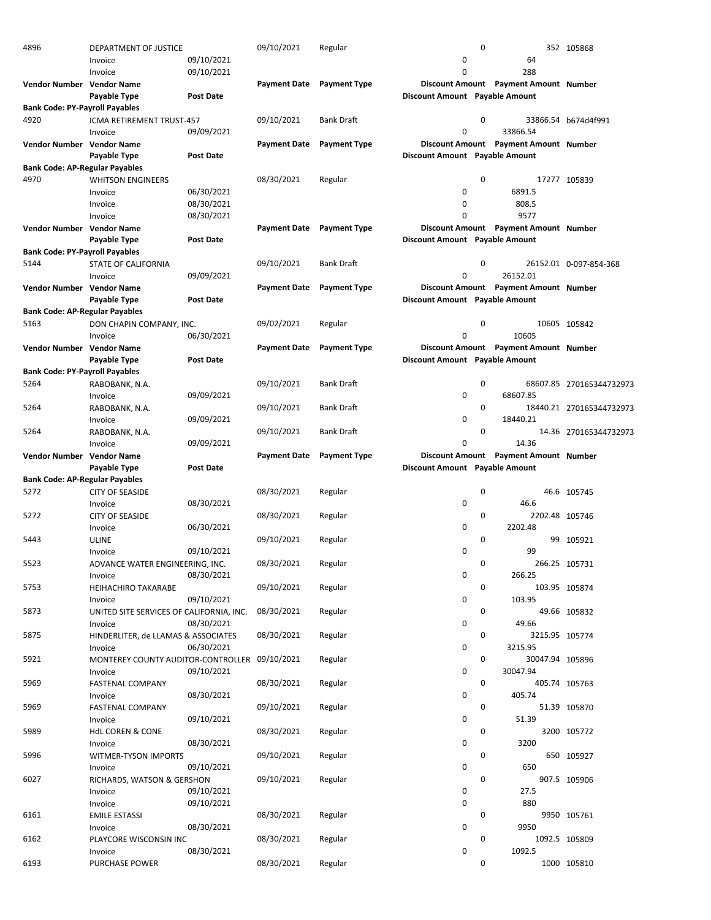| Vendor Number | Vendor Name | | Payment Date | Payment Type | Discount Amount | Payment Amount | Number |
|---|---|---|---|---|---|---|---|
| | Payable Type | Post Date | | | Discount Amount | Payable Amount | |
| 4896 | DEPARTMENT OF JUSTICE | | 09/10/2021 | Regular | 0 | 352 | 105868 |
| | Invoice | 09/10/2021 | | | 0 | 64 | |
| | Invoice | 09/10/2021 | | | 0 | 288 | |
| **Vendor Number** | **Vendor Name** | | **Payment Date** | **Payment Type** | **Discount Amount** | **Payment Amount** | **Number** |
| | **Payable Type** | **Post Date** | | | **Discount Amount** | **Payable Amount** | |
| **Bank Code: PY-Payroll Payables** | | | | | | | |
| 4920 | ICMA RETIREMENT TRUST-457 | | 09/10/2021 | Bank Draft | 0 | 33866.54 | b674d4f991 |
| | Invoice | 09/09/2021 | | | 0 | 33866.54 | |
| **Vendor Number** | **Vendor Name** | | **Payment Date** | **Payment Type** | **Discount Amount** | **Payment Amount** | **Number** |
| | **Payable Type** | **Post Date** | | | **Discount Amount** | **Payable Amount** | |
| **Bank Code: AP-Regular Payables** | | | | | | | |
| 4970 | WHITSON ENGINEERS | | 08/30/2021 | Regular | 0 | 17277 | 105839 |
| | Invoice | 06/30/2021 | | | 0 | 6891.5 | |
| | Invoice | 08/30/2021 | | | 0 | 808.5 | |
| | Invoice | 08/30/2021 | | | 0 | 9577 | |
| **Vendor Number** | **Vendor Name** | | **Payment Date** | **Payment Type** | **Discount Amount** | **Payment Amount** | **Number** |
| | **Payable Type** | **Post Date** | | | **Discount Amount** | **Payable Amount** | |
| **Bank Code: PY-Payroll Payables** | | | | | | | |
| 5144 | STATE OF CALIFORNIA | | 09/10/2021 | Bank Draft | 0 | 26152.01 | 0-097-854-368 |
| | Invoice | 09/09/2021 | | | 0 | 26152.01 | |
| **Vendor Number** | **Vendor Name** | | **Payment Date** | **Payment Type** | **Discount Amount** | **Payment Amount** | **Number** |
| | **Payable Type** | **Post Date** | | | **Discount Amount** | **Payable Amount** | |
| **Bank Code: AP-Regular Payables** | | | | | | | |
| 5163 | DON CHAPIN COMPANY, INC. | | 09/02/2021 | Regular | 0 | 10605 | 105842 |
| | Invoice | 06/30/2021 | | | 0 | 10605 | |
| **Vendor Number** | **Vendor Name** | | **Payment Date** | **Payment Type** | **Discount Amount** | **Payment Amount** | **Number** |
| | **Payable Type** | **Post Date** | | | **Discount Amount** | **Payable Amount** | |
| **Bank Code: PY-Payroll Payables** | | | | | | | |
| 5264 | RABOBANK, N.A. | | 09/10/2021 | Bank Draft | 0 | 68607.85 | 270165344732973 |
| | Invoice | 09/09/2021 | | | 0 | 68607.85 | |
| 5264 | RABOBANK, N.A. | | 09/10/2021 | Bank Draft | 0 | 18440.21 | 270165344732973 |
| | Invoice | 09/09/2021 | | | 0 | 18440.21 | |
| 5264 | RABOBANK, N.A. | | 09/10/2021 | Bank Draft | 0 | 14.36 | 270165344732973 |
| | Invoice | 09/09/2021 | | | 0 | 14.36 | |
| **Vendor Number** | **Vendor Name** | | **Payment Date** | **Payment Type** | **Discount Amount** | **Payment Amount** | **Number** |
| | **Payable Type** | **Post Date** | | | **Discount Amount** | **Payable Amount** | |
| **Bank Code: AP-Regular Payables** | | | | | | | |
| 5272 | CITY OF SEASIDE | | 08/30/2021 | Regular | 0 | 46.6 | 105745 |
| | Invoice | 08/30/2021 | | | 0 | 46.6 | |
| 5272 | CITY OF SEASIDE | | 08/30/2021 | Regular | 0 | 2202.48 | 105746 |
| | Invoice | 06/30/2021 | | | 0 | 2202.48 | |
| 5443 | ULINE | | 09/10/2021 | Regular | 0 | 99 | 105921 |
| | Invoice | 09/10/2021 | | | 0 | 99 | |
| 5523 | ADVANCE WATER ENGINEERING, INC. | | 08/30/2021 | Regular | 0 | 266.25 | 105731 |
| | Invoice | 08/30/2021 | | | 0 | 266.25 | |
| 5753 | HEIHACHIRO TAKARABE | | 09/10/2021 | Regular | 0 | 103.95 | 105874 |
| | Invoice | 09/10/2021 | | | 0 | 103.95 | |
| 5873 | UNITED SITE SERVICES OF CALIFORNIA, INC. | | 08/30/2021 | Regular | 0 | 49.66 | 105832 |
| | Invoice | 08/30/2021 | | | 0 | 49.66 | |
| 5875 | HINDERLITER, de LLAMAS & ASSOCIATES | | 08/30/2021 | Regular | 0 | 3215.95 | 105774 |
| | Invoice | 06/30/2021 | | | 0 | 3215.95 | |
| 5921 | MONTEREY COUNTY AUDITOR-CONTROLLER | | 09/10/2021 | Regular | 0 | 30047.94 | 105896 |
| | Invoice | 09/10/2021 | | | 0 | 30047.94 | |
| 5969 | FASTENAL COMPANY | | 08/30/2021 | Regular | 0 | 405.74 | 105763 |
| | Invoice | 08/30/2021 | | | 0 | 405.74 | |
| 5969 | FASTENAL COMPANY | | 09/10/2021 | Regular | 0 | 51.39 | 105870 |
| | Invoice | 09/10/2021 | | | 0 | 51.39 | |
| 5989 | HdL COREN & CONE | | 08/30/2021 | Regular | 0 | 3200 | 105772 |
| | Invoice | 08/30/2021 | | | 0 | 3200 | |
| 5996 | WITMER-TYSON IMPORTS | | 09/10/2021 | Regular | 0 | 650 | 105927 |
| | Invoice | 09/10/2021 | | | 0 | 650 | |
| 6027 | RICHARDS, WATSON & GERSHON | | 09/10/2021 | Regular | 0 | 907.5 | 105906 |
| | Invoice | 09/10/2021 | | | 0 | 27.5 | |
| | Invoice | 09/10/2021 | | | 0 | 880 | |
| 6161 | EMILE ESTASSI | | 08/30/2021 | Regular | 0 | 9950 | 105761 |
| | Invoice | 08/30/2021 | | | 0 | 9950 | |
| 6162 | PLAYCORE WISCONSIN INC | | 08/30/2021 | Regular | 0 | 1092.5 | 105809 |
| | Invoice | 08/30/2021 | | | 0 | 1092.5 | |
| 6193 | PURCHASE POWER | | 08/30/2021 | Regular | 0 | 1000 | 105810 |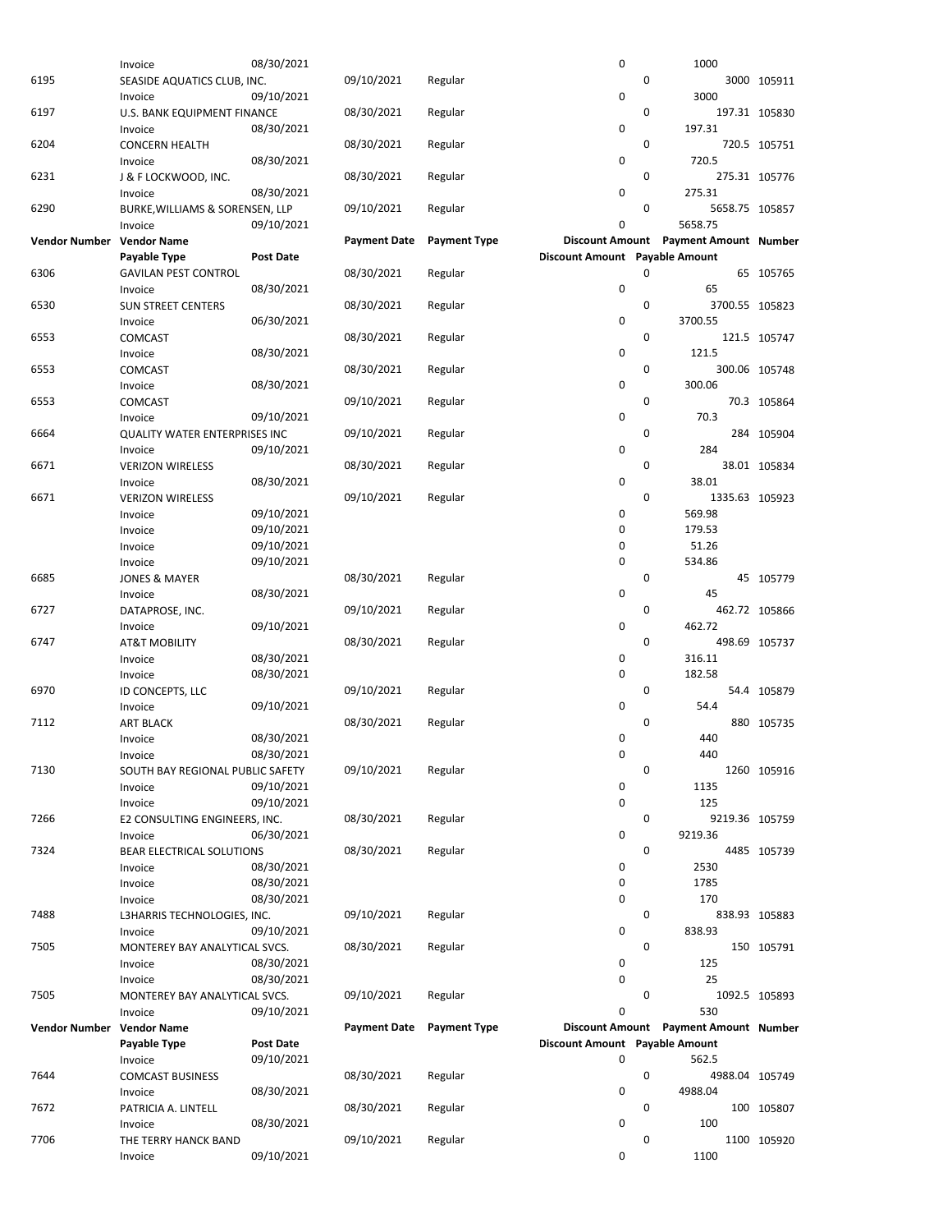| Vendor Number | Vendor Name | | Payment Date | Payment Type | Discount Amount | Payment Amount | Number |
|---|---|---|---|---|---|---|---|
| | Payable Type | Post Date | | | Discount Amount | Payable Amount | |
| | Invoice | 08/30/2021 | | | 0 | 1000 | |
| 6195 | SEASIDE AQUATICS CLUB, INC. | | 09/10/2021 | Regular | 0 | 3000 | 105911 |
| | Invoice | 09/10/2021 | | | 0 | 3000 | |
| 6197 | U.S. BANK EQUIPMENT FINANCE | | 08/30/2021 | Regular | 0 | 197.31 | 105830 |
| | Invoice | 08/30/2021 | | | 0 | 197.31 | |
| 6204 | CONCERN HEALTH | | 08/30/2021 | Regular | 0 | 720.5 | 105751 |
| | Invoice | 08/30/2021 | | | 0 | 720.5 | |
| 6231 | J & F LOCKWOOD, INC. | | 08/30/2021 | Regular | 0 | 275.31 | 105776 |
| | Invoice | 08/30/2021 | | | 0 | 275.31 | |
| 6290 | BURKE,WILLIAMS & SORENSEN, LLP | | 09/10/2021 | Regular | 0 | 5658.75 | 105857 |
| | Invoice | 09/10/2021 | | | 0 | 5658.75 | |
| **Vendor Number** | **Vendor Name** | | **Payment Date** | **Payment Type** | **Discount Amount** | **Payment Amount** | **Number** |
| | **Payable Type** | **Post Date** | | | **Discount Amount** | **Payable Amount** | |
| 6306 | GAVILAN PEST CONTROL | | 08/30/2021 | Regular | 0 | 65 | 105765 |
| | Invoice | 08/30/2021 | | | 0 | 65 | |
| 6530 | SUN STREET CENTERS | | 08/30/2021 | Regular | 0 | 3700.55 | 105823 |
| | Invoice | 06/30/2021 | | | 0 | 3700.55 | |
| 6553 | COMCAST | | 08/30/2021 | Regular | 0 | 121.5 | 105747 |
| | Invoice | 08/30/2021 | | | 0 | 121.5 | |
| 6553 | COMCAST | | 08/30/2021 | Regular | 0 | 300.06 | 105748 |
| | Invoice | 08/30/2021 | | | 0 | 300.06 | |
| 6553 | COMCAST | | 09/10/2021 | Regular | 0 | 70.3 | 105864 |
| | Invoice | 09/10/2021 | | | 0 | 70.3 | |
| 6664 | QUALITY WATER ENTERPRISES INC | | 09/10/2021 | Regular | 0 | 284 | 105904 |
| | Invoice | 09/10/2021 | | | 0 | 284 | |
| 6671 | VERIZON WIRELESS | | 08/30/2021 | Regular | 0 | 38.01 | 105834 |
| | Invoice | 08/30/2021 | | | 0 | 38.01 | |
| 6671 | VERIZON WIRELESS | | 09/10/2021 | Regular | 0 | 1335.63 | 105923 |
| | Invoice | 09/10/2021 | | | 0 | 569.98 | |
| | Invoice | 09/10/2021 | | | 0 | 179.53 | |
| | Invoice | 09/10/2021 | | | 0 | 51.26 | |
| | Invoice | 09/10/2021 | | | 0 | 534.86 | |
| 6685 | JONES & MAYER | | 08/30/2021 | Regular | 0 | 45 | 105779 |
| | Invoice | 08/30/2021 | | | 0 | 45 | |
| 6727 | DATAPROSE, INC. | | 09/10/2021 | Regular | 0 | 462.72 | 105866 |
| | Invoice | 09/10/2021 | | | 0 | 462.72 | |
| 6747 | AT&T MOBILITY | | 08/30/2021 | Regular | 0 | 498.69 | 105737 |
| | Invoice | 08/30/2021 | | | 0 | 316.11 | |
| | Invoice | 08/30/2021 | | | 0 | 182.58 | |
| 6970 | ID CONCEPTS, LLC | | 09/10/2021 | Regular | 0 | 54.4 | 105879 |
| | Invoice | 09/10/2021 | | | 0 | 54.4 | |
| 7112 | ART BLACK | | 08/30/2021 | Regular | 0 | 880 | 105735 |
| | Invoice | 08/30/2021 | | | 0 | 440 | |
| | Invoice | 08/30/2021 | | | 0 | 440 | |
| 7130 | SOUTH BAY REGIONAL PUBLIC SAFETY | | 09/10/2021 | Regular | 0 | 1260 | 105916 |
| | Invoice | 09/10/2021 | | | 0 | 1135 | |
| | Invoice | 09/10/2021 | | | 0 | 125 | |
| 7266 | E2 CONSULTING ENGINEERS, INC. | | 08/30/2021 | Regular | 0 | 9219.36 | 105759 |
| | Invoice | 06/30/2021 | | | 0 | 9219.36 | |
| 7324 | BEAR ELECTRICAL SOLUTIONS | | 08/30/2021 | Regular | 0 | 4485 | 105739 |
| | Invoice | 08/30/2021 | | | 0 | 2530 | |
| | Invoice | 08/30/2021 | | | 0 | 1785 | |
| | Invoice | 08/30/2021 | | | 0 | 170 | |
| 7488 | L3HARRIS TECHNOLOGIES, INC. | | 09/10/2021 | Regular | 0 | 838.93 | 105883 |
| | Invoice | 09/10/2021 | | | 0 | 838.93 | |
| 7505 | MONTEREY BAY ANALYTICAL SVCS. | | 08/30/2021 | Regular | 0 | 150 | 105791 |
| | Invoice | 08/30/2021 | | | 0 | 125 | |
| | Invoice | 08/30/2021 | | | 0 | 25 | |
| 7505 | MONTEREY BAY ANALYTICAL SVCS. | | 09/10/2021 | Regular | 0 | 1092.5 | 105893 |
| | Invoice | 09/10/2021 | | | 0 | 530 | |
| **Vendor Number** | **Vendor Name** | | **Payment Date** | **Payment Type** | **Discount Amount** | **Payment Amount** | **Number** |
| | **Payable Type** | **Post Date** | | | **Discount Amount** | **Payable Amount** | |
| | Invoice | 09/10/2021 | | | 0 | 562.5 | |
| 7644 | COMCAST BUSINESS | | 08/30/2021 | Regular | 0 | 4988.04 | 105749 |
| | Invoice | 08/30/2021 | | | 0 | 4988.04 | |
| 7672 | PATRICIA A. LINTELL | | 08/30/2021 | Regular | 0 | 100 | 105807 |
| | Invoice | 08/30/2021 | | | 0 | 100 | |
| 7706 | THE TERRY HANCK BAND | | 09/10/2021 | Regular | 0 | 1100 | 105920 |
| | Invoice | 09/10/2021 | | | 0 | 1100 | |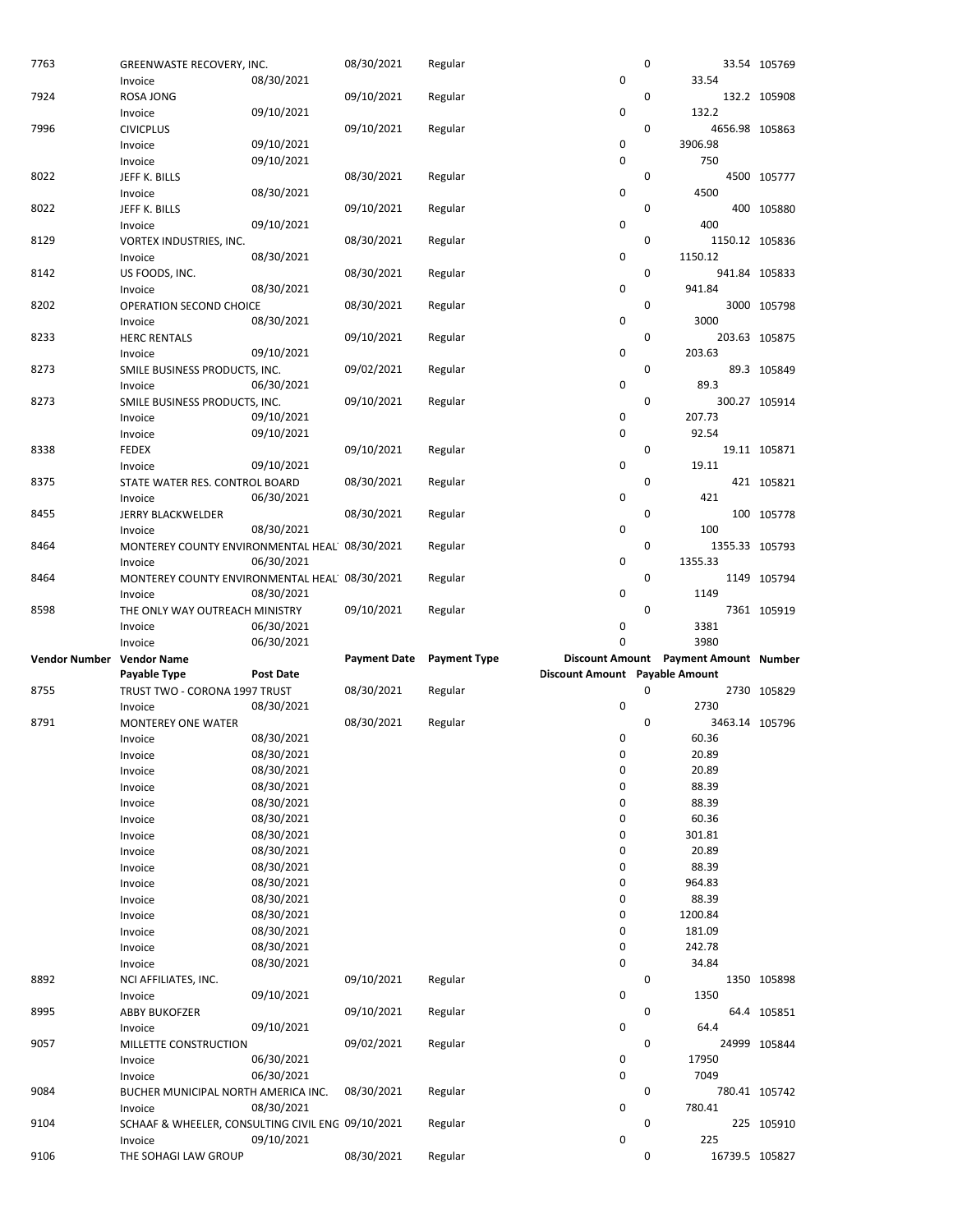| Vendor Number | Vendor Name | | Payment Date | Payment Type | Discount Amount | Payment Amount | Number |
|---|---|---|---|---|---|---|---|
| | Payable Type | Post Date | | | Discount Amount | Payable Amount | |
| 7763 | GREENWASTE RECOVERY, INC. | | 08/30/2021 | Regular | 0 | 33.54 | 105769 |
| | Invoice | 08/30/2021 | | | 0 | 33.54 | |
| 7924 | ROSA JONG | | 09/10/2021 | Regular | 0 | 132.2 | 105908 |
| | Invoice | 09/10/2021 | | | 0 | 132.2 | |
| 7996 | CIVICPLUS | | 09/10/2021 | Regular | 0 | 4656.98 | 105863 |
| | Invoice | 09/10/2021 | | | 0 | 3906.98 | |
| | Invoice | 09/10/2021 | | | 0 | 750 | |
| 8022 | JEFF K. BILLS | | 08/30/2021 | Regular | 0 | 4500 | 105777 |
| | Invoice | 08/30/2021 | | | 0 | 4500 | |
| 8022 | JEFF K. BILLS | | 09/10/2021 | Regular | 0 | 400 | 105880 |
| | Invoice | 09/10/2021 | | | 0 | 400 | |
| 8129 | VORTEX INDUSTRIES, INC. | | 08/30/2021 | Regular | 0 | 1150.12 | 105836 |
| | Invoice | 08/30/2021 | | | 0 | 1150.12 | |
| 8142 | US FOODS, INC. | | 08/30/2021 | Regular | 0 | 941.84 | 105833 |
| | Invoice | 08/30/2021 | | | 0 | 941.84 | |
| 8202 | OPERATION SECOND CHOICE | | 08/30/2021 | Regular | 0 | 3000 | 105798 |
| | Invoice | 08/30/2021 | | | 0 | 3000 | |
| 8233 | HERC RENTALS | | 09/10/2021 | Regular | 0 | 203.63 | 105875 |
| | Invoice | 09/10/2021 | | | 0 | 203.63 | |
| 8273 | SMILE BUSINESS PRODUCTS, INC. | | 09/02/2021 | Regular | 0 | 89.3 | 105849 |
| | Invoice | 06/30/2021 | | | 0 | 89.3 | |
| 8273 | SMILE BUSINESS PRODUCTS, INC. | | 09/10/2021 | Regular | 0 | 300.27 | 105914 |
| | Invoice | 09/10/2021 | | | 0 | 207.73 | |
| | Invoice | 09/10/2021 | | | 0 | 92.54 | |
| 8338 | FEDEX | | 09/10/2021 | Regular | 0 | 19.11 | 105871 |
| | Invoice | 09/10/2021 | | | 0 | 19.11 | |
| 8375 | STATE WATER RES. CONTROL BOARD | | 08/30/2021 | Regular | 0 | 421 | 105821 |
| | Invoice | 06/30/2021 | | | 0 | 421 | |
| 8455 | JERRY BLACKWELDER | | 08/30/2021 | Regular | 0 | 100 | 105778 |
| | Invoice | 08/30/2021 | | | 0 | 100 | |
| 8464 | MONTEREY COUNTY ENVIRONMENTAL HEAL | | 08/30/2021 | Regular | 0 | 1355.33 | 105793 |
| | Invoice | 06/30/2021 | | | 0 | 1355.33 | |
| 8464 | MONTEREY COUNTY ENVIRONMENTAL HEAL | | 08/30/2021 | Regular | 0 | 1149 | 105794 |
| | Invoice | 08/30/2021 | | | 0 | 1149 | |
| 8598 | THE ONLY WAY OUTREACH MINISTRY | | 09/10/2021 | Regular | 0 | 7361 | 105919 |
| | Invoice | 06/30/2021 | | | 0 | 3381 | |
| | Invoice | 06/30/2021 | | | 0 | 3980 | |
| 8755 | TRUST TWO - CORONA 1997 TRUST | | 08/30/2021 | Regular | 0 | 2730 | 105829 |
| | Invoice | 08/30/2021 | | | 0 | 2730 | |
| 8791 | MONTEREY ONE WATER | | 08/30/2021 | Regular | 0 | 3463.14 | 105796 |
| | Invoice | 08/30/2021 | | | 0 | 60.36 | |
| | Invoice | 08/30/2021 | | | 0 | 20.89 | |
| | Invoice | 08/30/2021 | | | 0 | 20.89 | |
| | Invoice | 08/30/2021 | | | 0 | 88.39 | |
| | Invoice | 08/30/2021 | | | 0 | 88.39 | |
| | Invoice | 08/30/2021 | | | 0 | 60.36 | |
| | Invoice | 08/30/2021 | | | 0 | 301.81 | |
| | Invoice | 08/30/2021 | | | 0 | 20.89 | |
| | Invoice | 08/30/2021 | | | 0 | 88.39 | |
| | Invoice | 08/30/2021 | | | 0 | 964.83 | |
| | Invoice | 08/30/2021 | | | 0 | 88.39 | |
| | Invoice | 08/30/2021 | | | 0 | 1200.84 | |
| | Invoice | 08/30/2021 | | | 0 | 181.09 | |
| | Invoice | 08/30/2021 | | | 0 | 242.78 | |
| | Invoice | 08/30/2021 | | | 0 | 34.84 | |
| 8892 | NCI AFFILIATES, INC. | | 09/10/2021 | Regular | 0 | 1350 | 105898 |
| | Invoice | 09/10/2021 | | | 0 | 1350 | |
| 8995 | ABBY BUKOFZER | | 09/10/2021 | Regular | 0 | 64.4 | 105851 |
| | Invoice | 09/10/2021 | | | 0 | 64.4 | |
| 9057 | MILLETTE CONSTRUCTION | | 09/02/2021 | Regular | 0 | 24999 | 105844 |
| | Invoice | 06/30/2021 | | | 0 | 17950 | |
| | Invoice | 06/30/2021 | | | 0 | 7049 | |
| 9084 | BUCHER MUNICIPAL NORTH AMERICA INC. | | 08/30/2021 | Regular | 0 | 780.41 | 105742 |
| | Invoice | 08/30/2021 | | | 0 | 780.41 | |
| 9104 | SCHAAF & WHEELER, CONSULTING CIVIL ENG | | 09/10/2021 | Regular | 0 | 225 | 105910 |
| | Invoice | 09/10/2021 | | | 0 | 225 | |
| 9106 | THE SOHAGI LAW GROUP | | 08/30/2021 | Regular | 0 | 16739.5 | 105827 |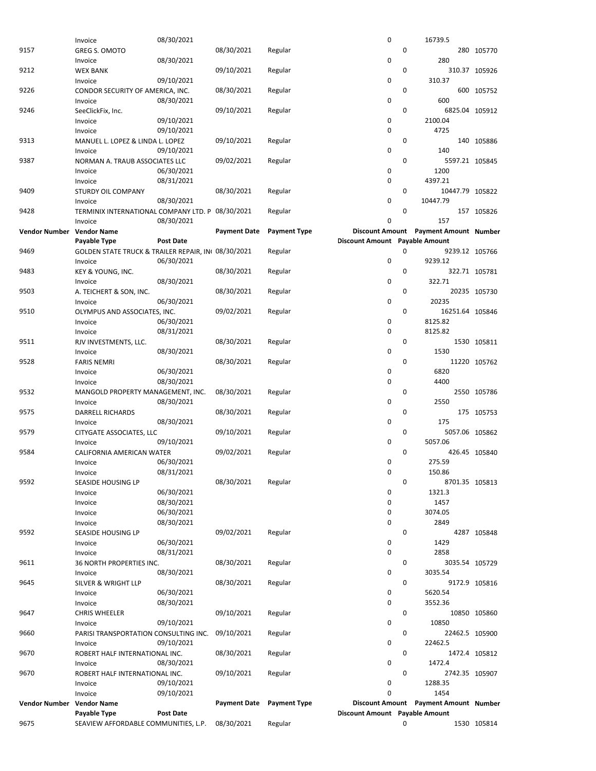| Vendor Number | Vendor Name | | Payment Date | Payment Type | Discount Amount | Payment Amount | Number |
|---|---|---|---|---|---|---|---|
| | Invoice | 08/30/2021 | | | 0 | 16739.5 | |
| 9157 | GREG S. OMOTO | | 08/30/2021 | Regular | 0 | 280 | 105770 |
| | Invoice | 08/30/2021 | | | 0 | 280 | |
| 9212 | WEX BANK | | 09/10/2021 | Regular | 0 | 310.37 | 105926 |
| | Invoice | 09/10/2021 | | | 0 | 310.37 | |
| 9226 | CONDOR SECURITY OF AMERICA, INC. | | 08/30/2021 | Regular | 0 | 600 | 105752 |
| | Invoice | 08/30/2021 | | | 0 | 600 | |
| 9246 | SeeClickFix, Inc. | | 09/10/2021 | Regular | 0 | 6825.04 | 105912 |
| | Invoice | 09/10/2021 | | | 0 | 2100.04 | |
| | Invoice | 09/10/2021 | | | 0 | 4725 | |
| 9313 | MANUEL L. LOPEZ & LINDA L. LOPEZ | | 09/10/2021 | Regular | 0 | 140 | 105886 |
| | Invoice | 09/10/2021 | | | 0 | 140 | |
| 9387 | NORMAN A. TRAUB ASSOCIATES LLC | | 09/02/2021 | Regular | 0 | 5597.21 | 105845 |
| | Invoice | 06/30/2021 | | | 0 | 1200 | |
| | Invoice | 08/31/2021 | | | 0 | 4397.21 | |
| 9409 | STURDY OIL COMPANY | | 08/30/2021 | Regular | 0 | 10447.79 | 105822 |
| | Invoice | 08/30/2021 | | | 0 | 10447.79 | |
| 9428 | TERMINIX INTERNATIONAL COMPANY LTD. P | | 08/30/2021 | Regular | 0 | 157 | 105826 |
| | Invoice | 08/30/2021 | | | 0 | 157 | |
| **Vendor Number** | **Vendor Name** | | **Payment Date** | **Payment Type** | **Discount Amount** | **Payment Amount** | **Number** |
| | **Payable Type** | **Post Date** | | | **Discount Amount** | **Payable Amount** | |
| 9469 | GOLDEN STATE TRUCK & TRAILER REPAIR, IN( | | 08/30/2021 | Regular | 0 | 9239.12 | 105766 |
| | Invoice | 06/30/2021 | | | 0 | 9239.12 | |
| 9483 | KEY & YOUNG, INC. | | 08/30/2021 | Regular | 0 | 322.71 | 105781 |
| | Invoice | 08/30/2021 | | | 0 | 322.71 | |
| 9503 | A. TEICHERT & SON, INC. | | 08/30/2021 | Regular | 0 | 20235 | 105730 |
| | Invoice | 06/30/2021 | | | 0 | 20235 | |
| 9510 | OLYMPUS AND ASSOCIATES, INC. | | 09/02/2021 | Regular | 0 | 16251.64 | 105846 |
| | Invoice | 06/30/2021 | | | 0 | 8125.82 | |
| | Invoice | 08/31/2021 | | | 0 | 8125.82 | |
| 9511 | RJV INVESTMENTS, LLC. | | 08/30/2021 | Regular | 0 | 1530 | 105811 |
| | Invoice | 08/30/2021 | | | 0 | 1530 | |
| 9528 | FARIS NEMRI | | 08/30/2021 | Regular | 0 | 11220 | 105762 |
| | Invoice | 06/30/2021 | | | 0 | 6820 | |
| | Invoice | 08/30/2021 | | | 0 | 4400 | |
| 9532 | MANGOLD PROPERTY MANAGEMENT, INC. | | 08/30/2021 | Regular | 0 | 2550 | 105786 |
| | Invoice | 08/30/2021 | | | 0 | 2550 | |
| 9575 | DARRELL RICHARDS | | 08/30/2021 | Regular | 0 | 175 | 105753 |
| | Invoice | 08/30/2021 | | | 0 | 175 | |
| 9579 | CITYGATE ASSOCIATES, LLC | | 09/10/2021 | Regular | 0 | 5057.06 | 105862 |
| | Invoice | 09/10/2021 | | | 0 | 5057.06 | |
| 9584 | CALIFORNIA AMERICAN WATER | | 09/02/2021 | Regular | 0 | 426.45 | 105840 |
| | Invoice | 06/30/2021 | | | 0 | 275.59 | |
| | Invoice | 08/31/2021 | | | 0 | 150.86 | |
| 9592 | SEASIDE HOUSING LP | | 08/30/2021 | Regular | 0 | 8701.35 | 105813 |
| | Invoice | 06/30/2021 | | | 0 | 1321.3 | |
| | Invoice | 08/30/2021 | | | 0 | 1457 | |
| | Invoice | 06/30/2021 | | | 0 | 3074.05 | |
| | Invoice | 08/30/2021 | | | 0 | 2849 | |
| 9592 | SEASIDE HOUSING LP | | 09/02/2021 | Regular | 0 | 4287 | 105848 |
| | Invoice | 06/30/2021 | | | 0 | 1429 | |
| | Invoice | 08/31/2021 | | | 0 | 2858 | |
| 9611 | 36 NORTH PROPERTIES INC. | | 08/30/2021 | Regular | 0 | 3035.54 | 105729 |
| | Invoice | 08/30/2021 | | | 0 | 3035.54 | |
| 9645 | SILVER & WRIGHT LLP | | 08/30/2021 | Regular | 0 | 9172.9 | 105816 |
| | Invoice | 06/30/2021 | | | 0 | 5620.54 | |
| | Invoice | 08/30/2021 | | | 0 | 3552.36 | |
| 9647 | CHRIS WHEELER | | 09/10/2021 | Regular | 0 | 10850 | 105860 |
| | Invoice | 09/10/2021 | | | 0 | 10850 | |
| 9660 | PARISI TRANSPORTATION CONSULTING INC. | | 09/10/2021 | Regular | 0 | 22462.5 | 105900 |
| | Invoice | 09/10/2021 | | | 0 | 22462.5 | |
| 9670 | ROBERT HALF INTERNATIONAL INC. | | 08/30/2021 | Regular | 0 | 1472.4 | 105812 |
| | Invoice | 08/30/2021 | | | 0 | 1472.4 | |
| 9670 | ROBERT HALF INTERNATIONAL INC. | | 09/10/2021 | Regular | 0 | 2742.35 | 105907 |
| | Invoice | 09/10/2021 | | | 0 | 1288.35 | |
| | Invoice | 09/10/2021 | | | 0 | 1454 | |
| **Vendor Number** | **Vendor Name** | | **Payment Date** | **Payment Type** | **Discount Amount** | **Payment Amount** | **Number** |
| | **Payable Type** | **Post Date** | | | **Discount Amount** | **Payable Amount** | |
| 9675 | SEAVIEW AFFORDABLE COMMUNITIES, L.P. | | 08/30/2021 | Regular | 0 | 1530 | 105814 |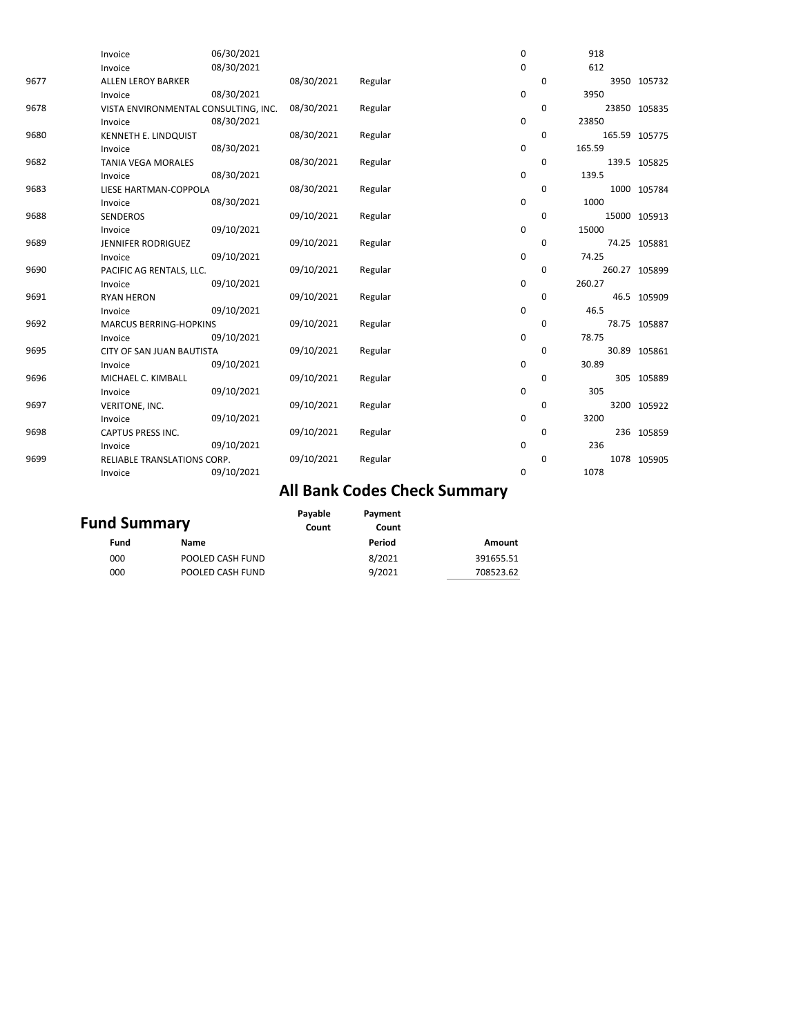| | | | | | | | | |
|---|---|---|---|---|---|---|---|---|
| | Invoice | 06/30/2021 | | | 0 | | 918 | |
| | Invoice | 08/30/2021 | | | 0 | | 612 | |
| 9677 | ALLEN LEROY BARKER | | 08/30/2021 | Regular | | 0 | 3950 | 105732 |
| | Invoice | 08/30/2021 | | | 0 | | 3950 | |
| 9678 | VISTA ENVIRONMENTAL CONSULTING, INC. | | 08/30/2021 | Regular | | 0 | 23850 | 105835 |
| | Invoice | 08/30/2021 | | | 0 | | 23850 | |
| 9680 | KENNETH E. LINDQUIST | | 08/30/2021 | Regular | | 0 | 165.59 | 105775 |
| | Invoice | 08/30/2021 | | | 0 | | 165.59 | |
| 9682 | TANIA VEGA MORALES | | 08/30/2021 | Regular | | 0 | 139.5 | 105825 |
| | Invoice | 08/30/2021 | | | 0 | | 139.5 | |
| 9683 | LIESE HARTMAN-COPPOLA | | 08/30/2021 | Regular | | 0 | 1000 | 105784 |
| | Invoice | 08/30/2021 | | | 0 | | 1000 | |
| 9688 | SENDEROS | | 09/10/2021 | Regular | | 0 | 15000 | 105913 |
| | Invoice | 09/10/2021 | | | 0 | | 15000 | |
| 9689 | JENNIFER RODRIGUEZ | | 09/10/2021 | Regular | | 0 | 74.25 | 105881 |
| | Invoice | 09/10/2021 | | | 0 | | 74.25 | |
| 9690 | PACIFIC AG RENTALS, LLC. | | 09/10/2021 | Regular | | 0 | 260.27 | 105899 |
| | Invoice | 09/10/2021 | | | 0 | | 260.27 | |
| 9691 | RYAN HERON | | 09/10/2021 | Regular | | 0 | 46.5 | 105909 |
| | Invoice | 09/10/2021 | | | 0 | | 46.5 | |
| 9692 | MARCUS BERRING-HOPKINS | | 09/10/2021 | Regular | | 0 | 78.75 | 105887 |
| | Invoice | 09/10/2021 | | | 0 | | 78.75 | |
| 9695 | CITY OF SAN JUAN BAUTISTA | | 09/10/2021 | Regular | | 0 | 30.89 | 105861 |
| | Invoice | 09/10/2021 | | | 0 | | 30.89 | |
| 9696 | MICHAEL C. KIMBALL | | 09/10/2021 | Regular | | 0 | 305 | 105889 |
| | Invoice | 09/10/2021 | | | 0 | | 305 | |
| 9697 | VERITONE, INC. | | 09/10/2021 | Regular | | 0 | 3200 | 105922 |
| | Invoice | 09/10/2021 | | | 0 | | 3200 | |
| 9698 | CAPTUS PRESS INC. | | 09/10/2021 | Regular | | 0 | 236 | 105859 |
| | Invoice | 09/10/2021 | | | 0 | | 236 | |
| 9699 | RELIABLE TRANSLATIONS CORP. | | 09/10/2021 | Regular | | 0 | 1078 | 105905 |
| | Invoice | 09/10/2021 | | | 0 | | 1078 | |

## All Bank Codes Check Summary

## Fund Summary

| Fund | Name | Payable Count | Payment Count Period | Amount |
|---|---|---|---|---|
| 000 | POOLED CASH FUND | | 8/2021 | 391655.51 |
| 000 | POOLED CASH FUND | | 9/2021 | 708523.62 |